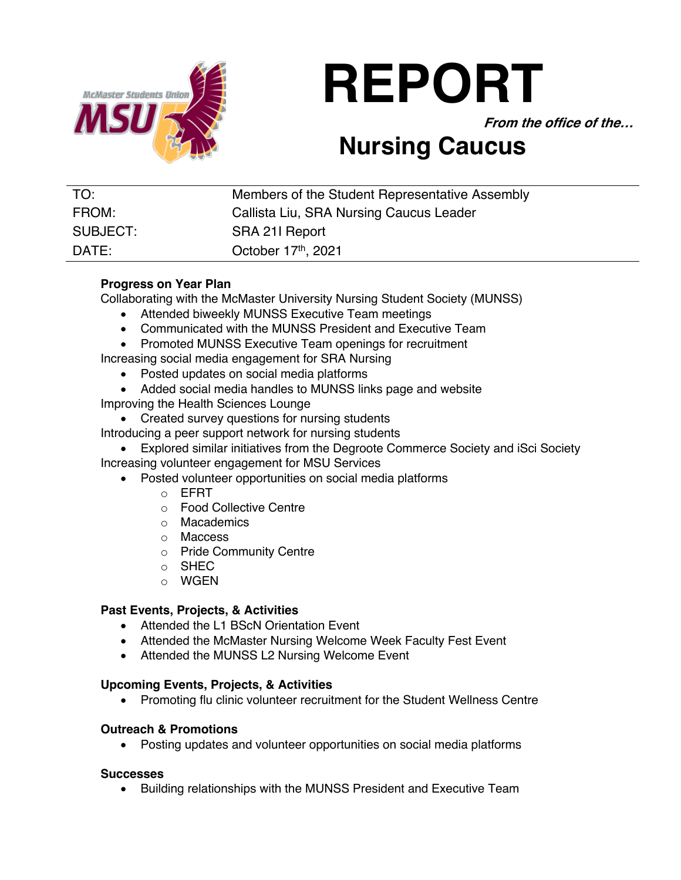# REPORT

***From the office of the…***

## Nursing Caucus

| | |
|---|---|
| TO: | Members of the Student Representative Assembly |
| FROM: | Callista Liu, SRA Nursing Caucus Leader |
| SUBJECT: | SRA 21I Report |
| DATE: | October 17th, 2021 |

**Progress on Year Plan**

Collaborating with the McMaster University Nursing Student Society (MUNSS)

- Attended biweekly MUNSS Executive Team meetings
- Communicated with the MUNSS President and Executive Team
- Promoted MUNSS Executive Team openings for recruitment

Increasing social media engagement for SRA Nursing

- Posted updates on social media platforms
- Added social media handles to MUNSS links page and website

Improving the Health Sciences Lounge

- Created survey questions for nursing students

Introducing a peer support network for nursing students

- Explored similar initiatives from the Degroote Commerce Society and iSci Society

Increasing volunteer engagement for MSU Services

- Posted volunteer opportunities on social media platforms
  - EFRT
  - Food Collective Centre
  - Macademics
  - Maccess
  - Pride Community Centre
  - SHEC
  - WGEN

**Past Events, Projects, & Activities**

- Attended the L1 BScN Orientation Event
- Attended the McMaster Nursing Welcome Week Faculty Fest Event
- Attended the MUNSS L2 Nursing Welcome Event

**Upcoming Events, Projects, & Activities**

- Promoting flu clinic volunteer recruitment for the Student Wellness Centre

**Outreach & Promotions**

- Posting updates and volunteer opportunities on social media platforms

**Successes**

- Building relationships with the MUNSS President and Executive Team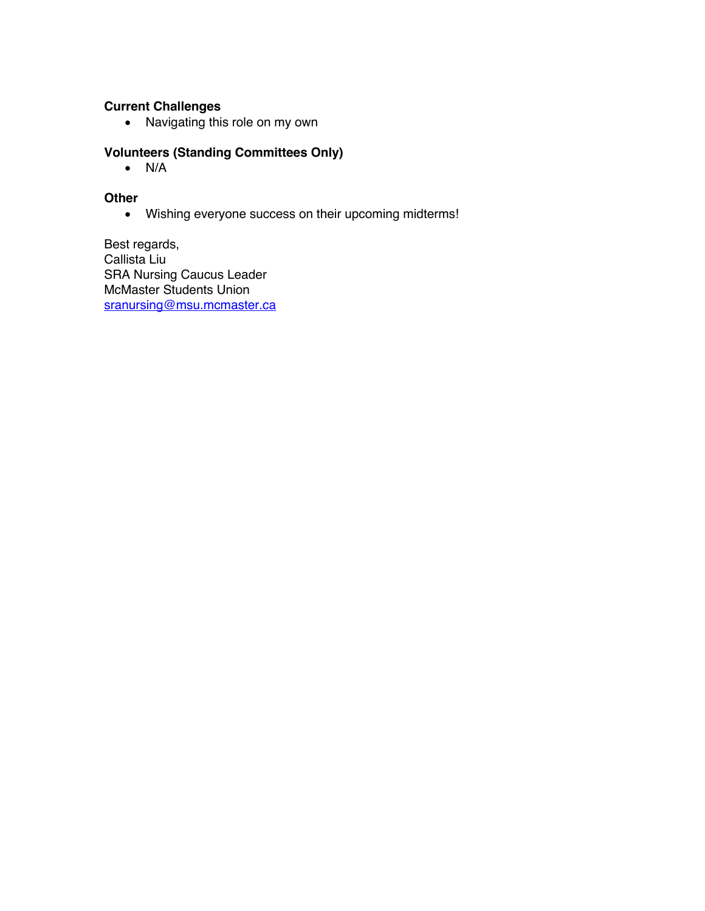**Current Challenges**

- Navigating this role on my own

**Volunteers (Standing Committees Only)**

- N/A

**Other**

- Wishing everyone success on their upcoming midterms!

Best regards,
Callista Liu
SRA Nursing Caucus Leader
McMaster Students Union
sranursing@msu.mcmaster.ca